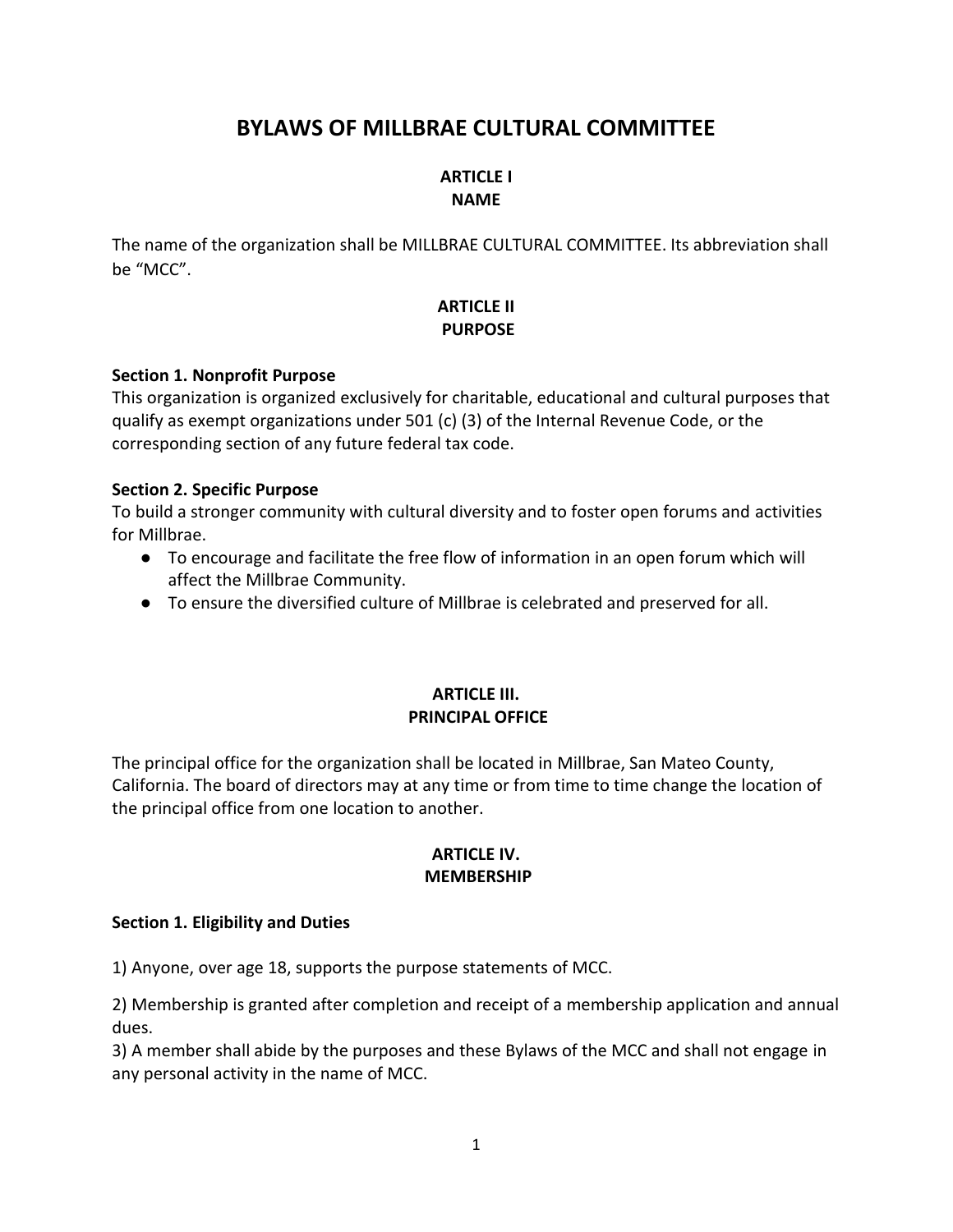# BYLAWS OF MILLBRAE CULTURAL COMMITTEE

## ARTICLE I
## NAME

The name of the organization shall be MILLBRAE CULTURAL COMMITTEE. Its abbreviation shall be "MCC".

## ARTICLE II
## PURPOSE

**Section 1. Nonprofit Purpose**

This organization is organized exclusively for charitable, educational and cultural purposes that qualify as exempt organizations under 501 (c) (3) of the Internal Revenue Code, or the corresponding section of any future federal tax code.

**Section 2. Specific Purpose**

To build a stronger community with cultural diversity and to foster open forums and activities for Millbrae.

- To encourage and facilitate the free flow of information in an open forum which will affect the Millbrae Community.
- To ensure the diversified culture of Millbrae is celebrated and preserved for all.

## ARTICLE III.
## PRINCIPAL OFFICE

The principal office for the organization shall be located in Millbrae, San Mateo County, California. The board of directors may at any time or from time to time change the location of the principal office from one location to another.

## ARTICLE IV.
## MEMBERSHIP

**Section 1. Eligibility and Duties**

1) Anyone, over age 18, supports the purpose statements of MCC.

2) Membership is granted after completion and receipt of a membership application and annual dues.

3) A member shall abide by the purposes and these Bylaws of the MCC and shall not engage in any personal activity in the name of MCC.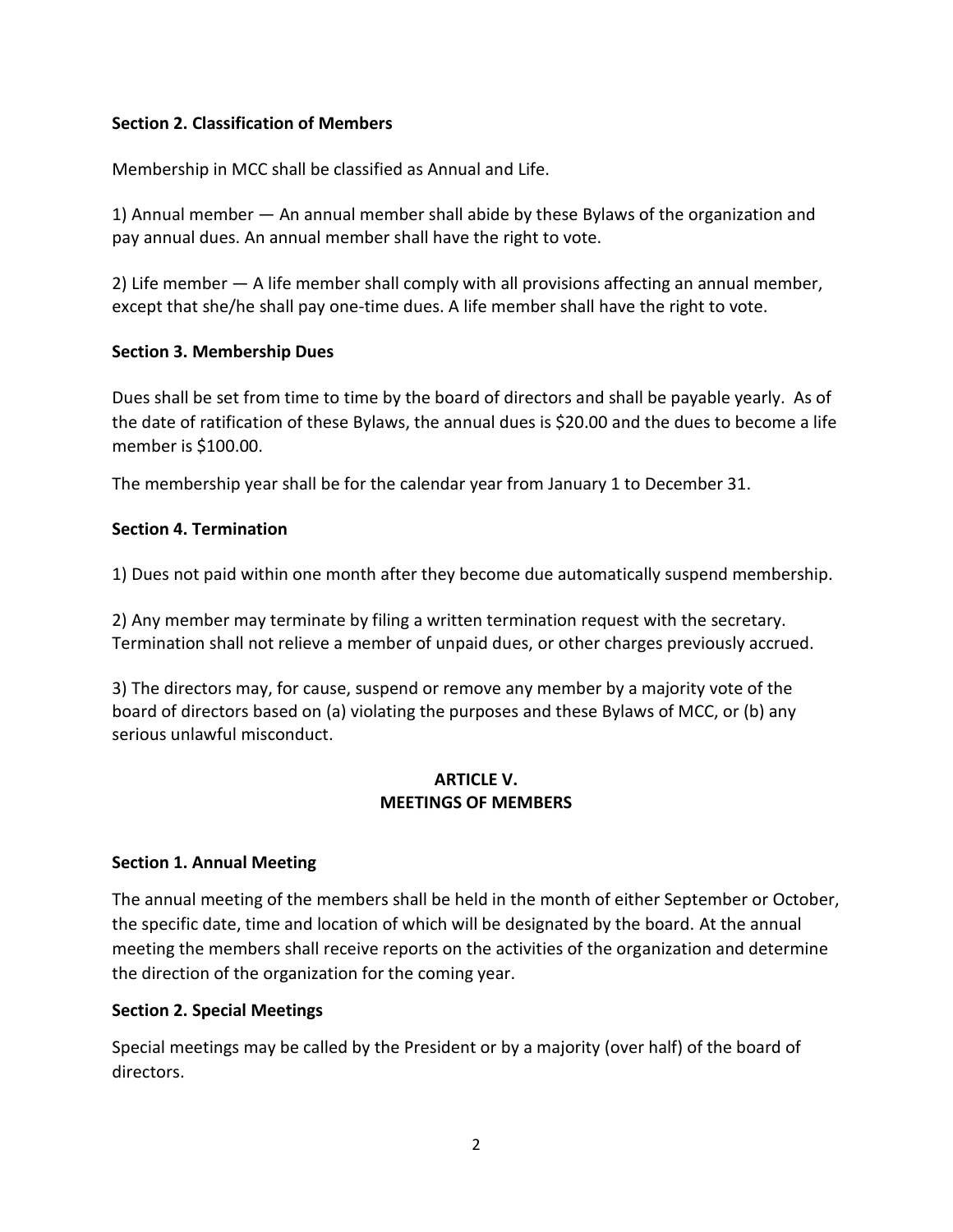**Section 2. Classification of Members**

Membership in MCC shall be classified as Annual and Life.

1) Annual member — An annual member shall abide by these Bylaws of the organization and pay annual dues. An annual member shall have the right to vote.

2) Life member — A life member shall comply with all provisions affecting an annual member, except that she/he shall pay one-time dues. A life member shall have the right to vote.

**Section 3. Membership Dues**

Dues shall be set from time to time by the board of directors and shall be payable yearly. As of the date of ratification of these Bylaws, the annual dues is $20.00 and the dues to become a life member is $100.00.

The membership year shall be for the calendar year from January 1 to December 31.

**Section 4. Termination**

1) Dues not paid within one month after they become due automatically suspend membership.

2) Any member may terminate by filing a written termination request with the secretary. Termination shall not relieve a member of unpaid dues, or other charges previously accrued.

3) The directors may, for cause, suspend or remove any member by a majority vote of the board of directors based on (a) violating the purposes and these Bylaws of MCC, or (b) any serious unlawful misconduct.

## ARTICLE V. MEETINGS OF MEMBERS

**Section 1. Annual Meeting**

The annual meeting of the members shall be held in the month of either September or October, the specific date, time and location of which will be designated by the board. At the annual meeting the members shall receive reports on the activities of the organization and determine the direction of the organization for the coming year.

**Section 2. Special Meetings**

Special meetings may be called by the President or by a majority (over half) of the board of directors.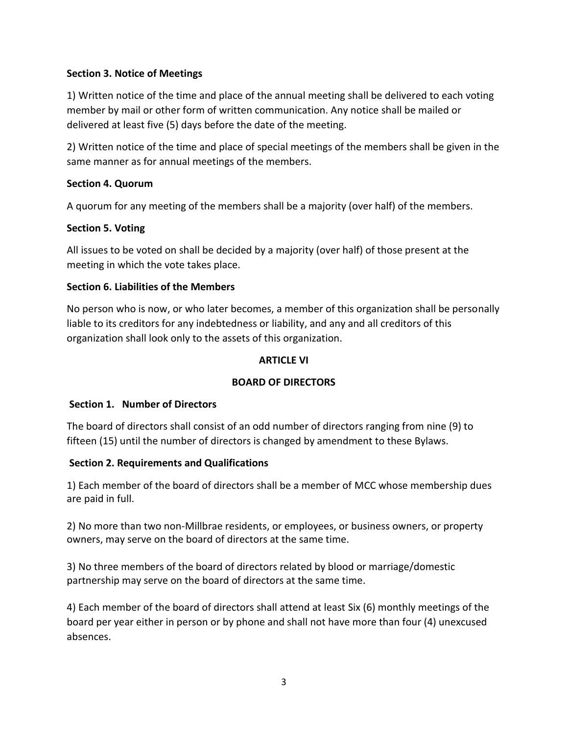**Section 3. Notice of Meetings**

1) Written notice of the time and place of the annual meeting shall be delivered to each voting member by mail or other form of written communication. Any notice shall be mailed or delivered at least five (5) days before the date of the meeting.

2) Written notice of the time and place of special meetings of the members shall be given in the same manner as for annual meetings of the members.

**Section 4. Quorum**

A quorum for any meeting of the members shall be a majority (over half) of the members.

**Section 5. Voting**

All issues to be voted on shall be decided by a majority (over half) of those present at the meeting in which the vote takes place.

**Section 6. Liabilities of the Members**

No person who is now, or who later becomes, a member of this organization shall be personally liable to its creditors for any indebtedness or liability, and any and all creditors of this organization shall look only to the assets of this organization.

## ARTICLE VI

## BOARD OF DIRECTORS

**Section 1. Number of Directors**

The board of directors shall consist of an odd number of directors ranging from nine (9) to fifteen (15) until the number of directors is changed by amendment to these Bylaws.

**Section 2. Requirements and Qualifications**

1) Each member of the board of directors shall be a member of MCC whose membership dues are paid in full.

2) No more than two non-Millbrae residents, or employees, or business owners, or property owners, may serve on the board of directors at the same time.

3) No three members of the board of directors related by blood or marriage/domestic partnership may serve on the board of directors at the same time.

4) Each member of the board of directors shall attend at least Six (6) monthly meetings of the board per year either in person or by phone and shall not have more than four (4) unexcused absences.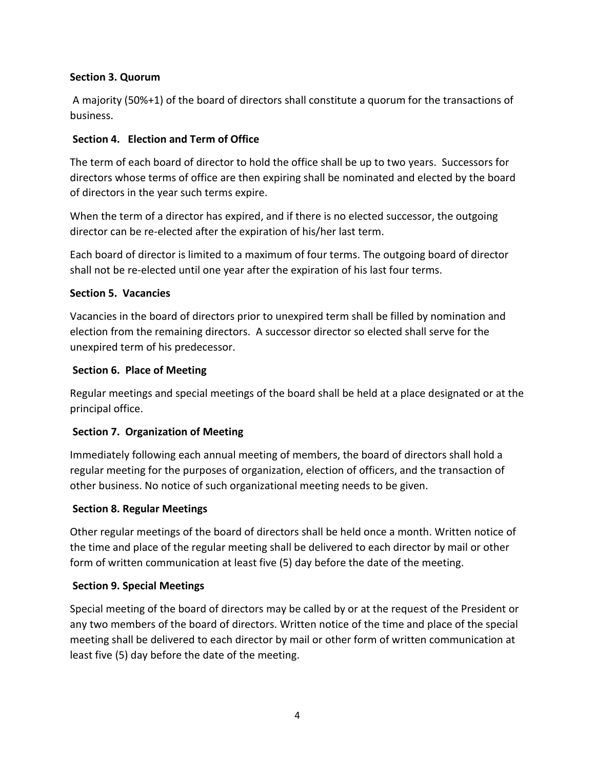**Section 3. Quorum**

A majority (50%+1) of the board of directors shall constitute a quorum for the transactions of business.

**Section 4. Election and Term of Office**

The term of each board of director to hold the office shall be up to two years. Successors for directors whose terms of office are then expiring shall be nominated and elected by the board of directors in the year such terms expire.

When the term of a director has expired, and if there is no elected successor, the outgoing director can be re-elected after the expiration of his/her last term.

Each board of director is limited to a maximum of four terms. The outgoing board of director shall not be re-elected until one year after the expiration of his last four terms.

**Section 5. Vacancies**

Vacancies in the board of directors prior to unexpired term shall be filled by nomination and election from the remaining directors. A successor director so elected shall serve for the unexpired term of his predecessor.

**Section 6. Place of Meeting**

Regular meetings and special meetings of the board shall be held at a place designated or at the principal office.

**Section 7. Organization of Meeting**

Immediately following each annual meeting of members, the board of directors shall hold a regular meeting for the purposes of organization, election of officers, and the transaction of other business. No notice of such organizational meeting needs to be given.

**Section 8. Regular Meetings**

Other regular meetings of the board of directors shall be held once a month. Written notice of the time and place of the regular meeting shall be delivered to each director by mail or other form of written communication at least five (5) day before the date of the meeting.

**Section 9. Special Meetings**

Special meeting of the board of directors may be called by or at the request of the President or any two members of the board of directors. Written notice of the time and place of the special meeting shall be delivered to each director by mail or other form of written communication at least five (5) day before the date of the meeting.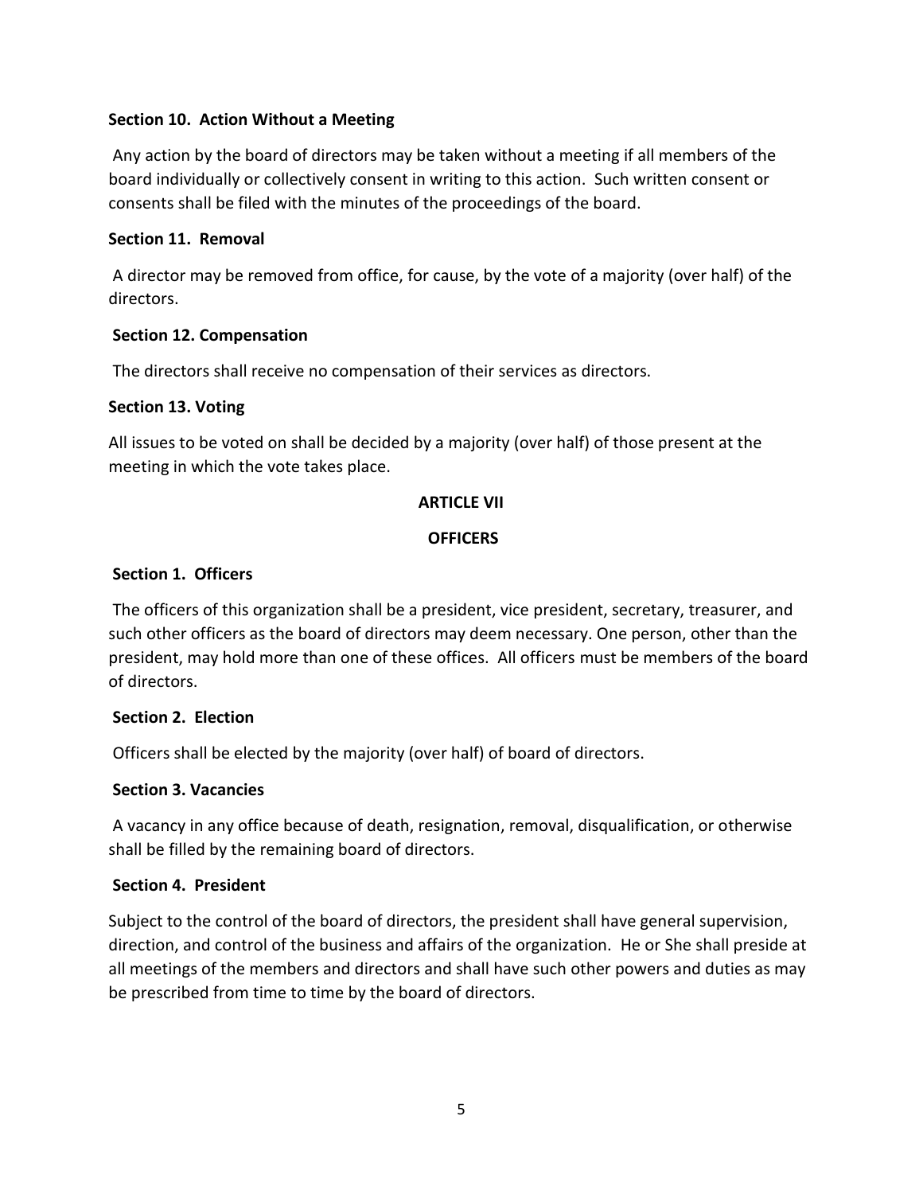### Section 10. Action Without a Meeting

Any action by the board of directors may be taken without a meeting if all members of the board individually or collectively consent in writing to this action. Such written consent or consents shall be filed with the minutes of the proceedings of the board.

### Section 11. Removal

A director may be removed from office, for cause, by the vote of a majority (over half) of the directors.

### Section 12. Compensation

The directors shall receive no compensation of their services as directors.

### Section 13. Voting

All issues to be voted on shall be decided by a majority (over half) of those present at the meeting in which the vote takes place.

## ARTICLE VII

## OFFICERS

### Section 1. Officers

The officers of this organization shall be a president, vice president, secretary, treasurer, and such other officers as the board of directors may deem necessary. One person, other than the president, may hold more than one of these offices. All officers must be members of the board of directors.

### Section 2. Election

Officers shall be elected by the majority (over half) of board of directors.

### Section 3. Vacancies

A vacancy in any office because of death, resignation, removal, disqualification, or otherwise shall be filled by the remaining board of directors.

### Section 4. President

Subject to the control of the board of directors, the president shall have general supervision, direction, and control of the business and affairs of the organization. He or She shall preside at all meetings of the members and directors and shall have such other powers and duties as may be prescribed from time to time by the board of directors.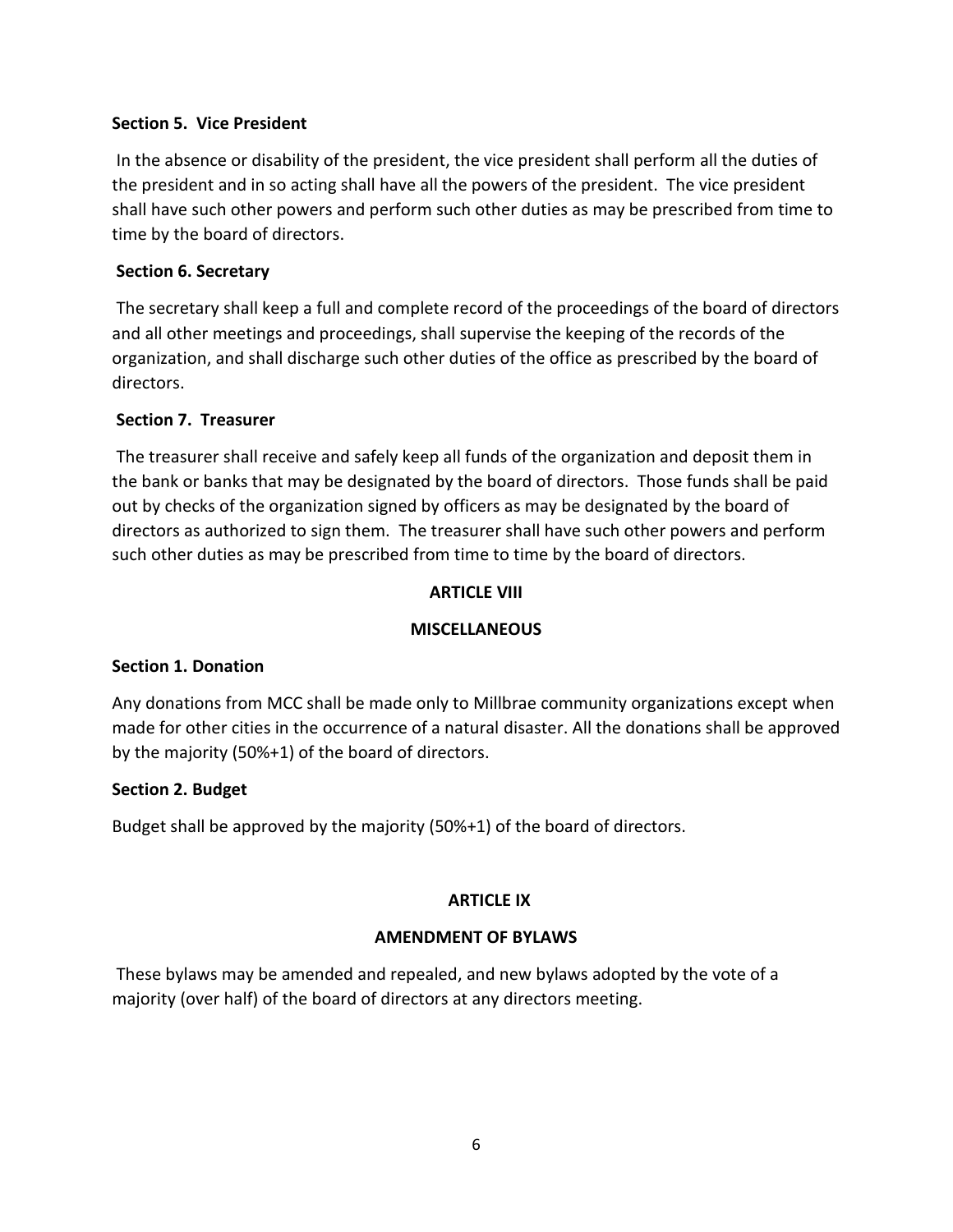**Section 5. Vice President**

In the absence or disability of the president, the vice president shall perform all the duties of the president and in so acting shall have all the powers of the president. The vice president shall have such other powers and perform such other duties as may be prescribed from time to time by the board of directors.

**Section 6. Secretary**

The secretary shall keep a full and complete record of the proceedings of the board of directors and all other meetings and proceedings, shall supervise the keeping of the records of the organization, and shall discharge such other duties of the office as prescribed by the board of directors.

**Section 7. Treasurer**

The treasurer shall receive and safely keep all funds of the organization and deposit them in the bank or banks that may be designated by the board of directors. Those funds shall be paid out by checks of the organization signed by officers as may be designated by the board of directors as authorized to sign them. The treasurer shall have such other powers and perform such other duties as may be prescribed from time to time by the board of directors.

## ARTICLE VIII

## MISCELLANEOUS

**Section 1. Donation**

Any donations from MCC shall be made only to Millbrae community organizations except when made for other cities in the occurrence of a natural disaster. All the donations shall be approved by the majority (50%+1) of the board of directors.

**Section 2. Budget**

Budget shall be approved by the majority (50%+1) of the board of directors.

## ARTICLE IX

## AMENDMENT OF BYLAWS

These bylaws may be amended and repealed, and new bylaws adopted by the vote of a majority (over half) of the board of directors at any directors meeting.